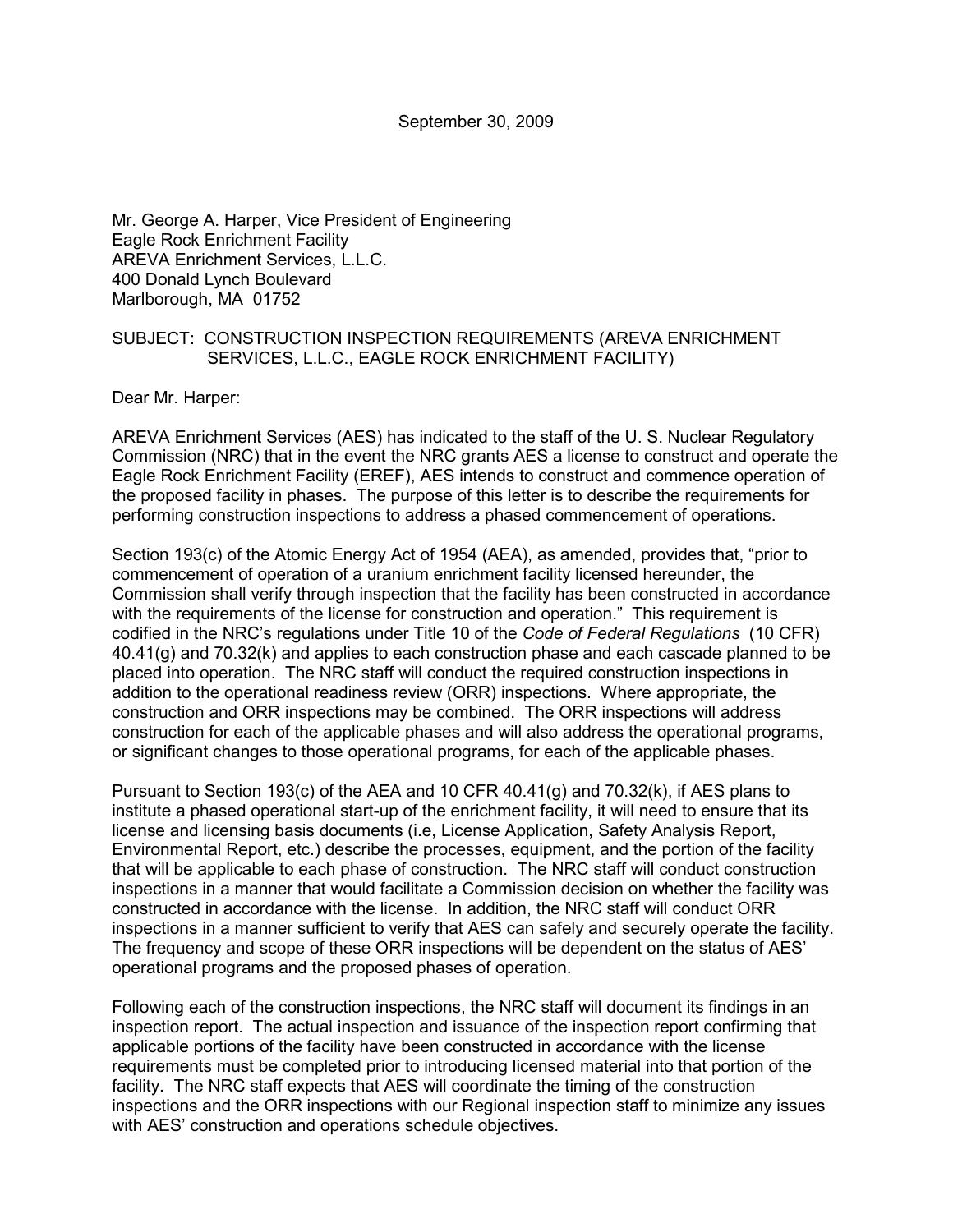September 30, 2009

Mr. George A. Harper, Vice President of Engineering
Eagle Rock Enrichment Facility
AREVA Enrichment Services, L.L.C.
400 Donald Lynch Boulevard
Marlborough, MA 01752

SUBJECT: CONSTRUCTION INSPECTION REQUIREMENTS (AREVA ENRICHMENT SERVICES, L.L.C., EAGLE ROCK ENRICHMENT FACILITY)

Dear Mr. Harper:

AREVA Enrichment Services (AES) has indicated to the staff of the U. S. Nuclear Regulatory Commission (NRC) that in the event the NRC grants AES a license to construct and operate the Eagle Rock Enrichment Facility (EREF), AES intends to construct and commence operation of the proposed facility in phases. The purpose of this letter is to describe the requirements for performing construction inspections to address a phased commencement of operations.

Section 193(c) of the Atomic Energy Act of 1954 (AEA), as amended, provides that, "prior to commencement of operation of a uranium enrichment facility licensed hereunder, the Commission shall verify through inspection that the facility has been constructed in accordance with the requirements of the license for construction and operation." This requirement is codified in the NRC's regulations under Title 10 of the *Code of Federal Regulations* (10 CFR) 40.41(g) and 70.32(k) and applies to each construction phase and each cascade planned to be placed into operation. The NRC staff will conduct the required construction inspections in addition to the operational readiness review (ORR) inspections. Where appropriate, the construction and ORR inspections may be combined. The ORR inspections will address construction for each of the applicable phases and will also address the operational programs, or significant changes to those operational programs, for each of the applicable phases.

Pursuant to Section 193(c) of the AEA and 10 CFR 40.41(g) and 70.32(k), if AES plans to institute a phased operational start-up of the enrichment facility, it will need to ensure that its license and licensing basis documents (i.e, License Application, Safety Analysis Report, Environmental Report, etc.) describe the processes, equipment, and the portion of the facility that will be applicable to each phase of construction. The NRC staff will conduct construction inspections in a manner that would facilitate a Commission decision on whether the facility was constructed in accordance with the license. In addition, the NRC staff will conduct ORR inspections in a manner sufficient to verify that AES can safely and securely operate the facility. The frequency and scope of these ORR inspections will be dependent on the status of AES' operational programs and the proposed phases of operation.

Following each of the construction inspections, the NRC staff will document its findings in an inspection report. The actual inspection and issuance of the inspection report confirming that applicable portions of the facility have been constructed in accordance with the license requirements must be completed prior to introducing licensed material into that portion of the facility. The NRC staff expects that AES will coordinate the timing of the construction inspections and the ORR inspections with our Regional inspection staff to minimize any issues with AES' construction and operations schedule objectives.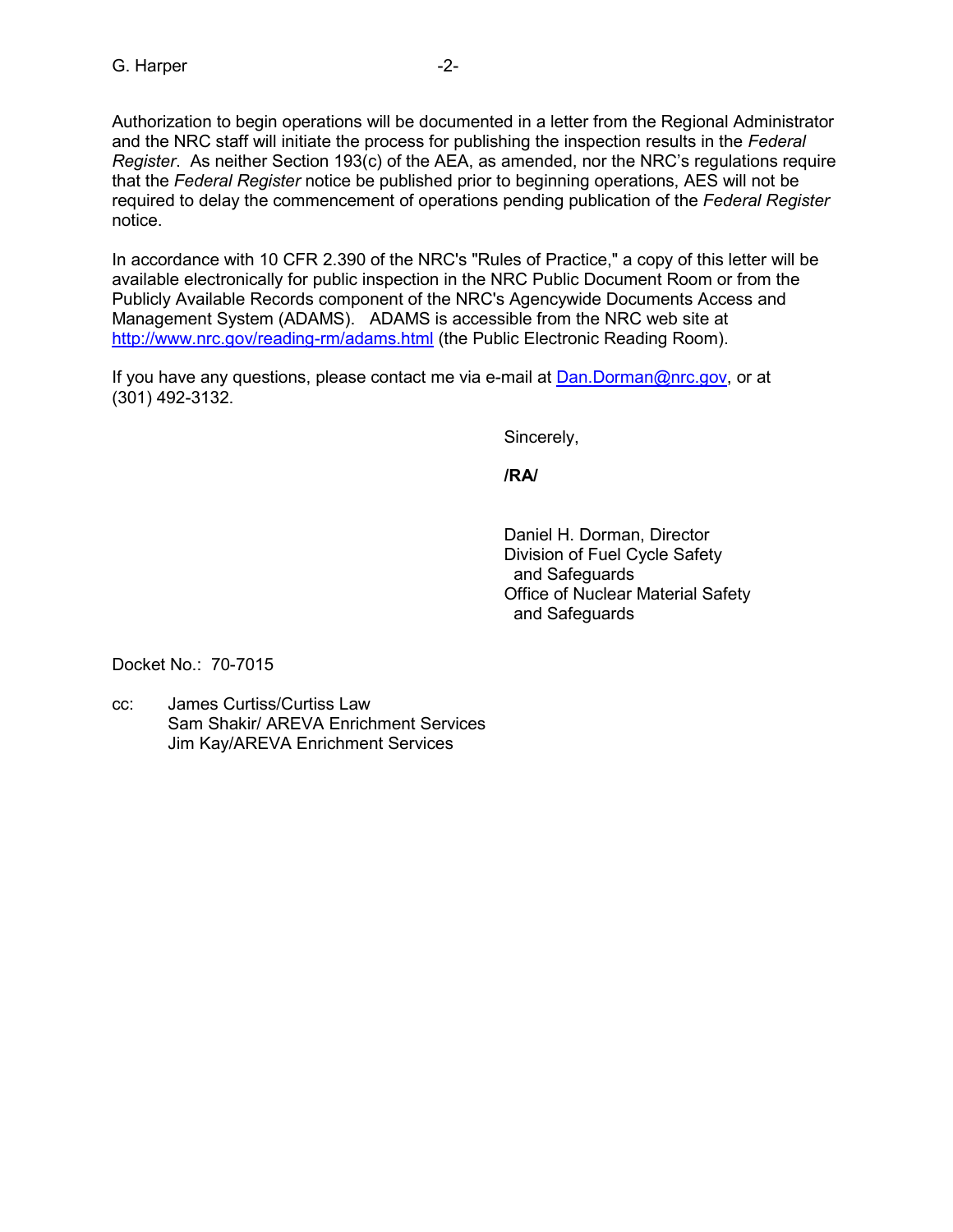Authorization to begin operations will be documented in a letter from the Regional Administrator and the NRC staff will initiate the process for publishing the inspection results in the *Federal Register*. As neither Section 193(c) of the AEA, as amended, nor the NRC's regulations require that the *Federal Register* notice be published prior to beginning operations, AES will not be required to delay the commencement of operations pending publication of the *Federal Register* notice.

In accordance with 10 CFR 2.390 of the NRC's "Rules of Practice," a copy of this letter will be available electronically for public inspection in the NRC Public Document Room or from the Publicly Available Records component of the NRC's Agencywide Documents Access and Management System (ADAMS). ADAMS is accessible from the NRC web site at http://www.nrc.gov/reading-rm/adams.html (the Public Electronic Reading Room).

If you have any questions, please contact me via e-mail at Dan.Dorman@nrc.gov, or at (301) 492-3132.

Sincerely,

**/RA/**

Daniel H. Dorman, Director
Division of Fuel Cycle Safety
and Safeguards
Office of Nuclear Material Safety
and Safeguards

Docket No.: 70-7015

cc: James Curtiss/Curtiss Law
Sam Shakir/ AREVA Enrichment Services
Jim Kay/AREVA Enrichment Services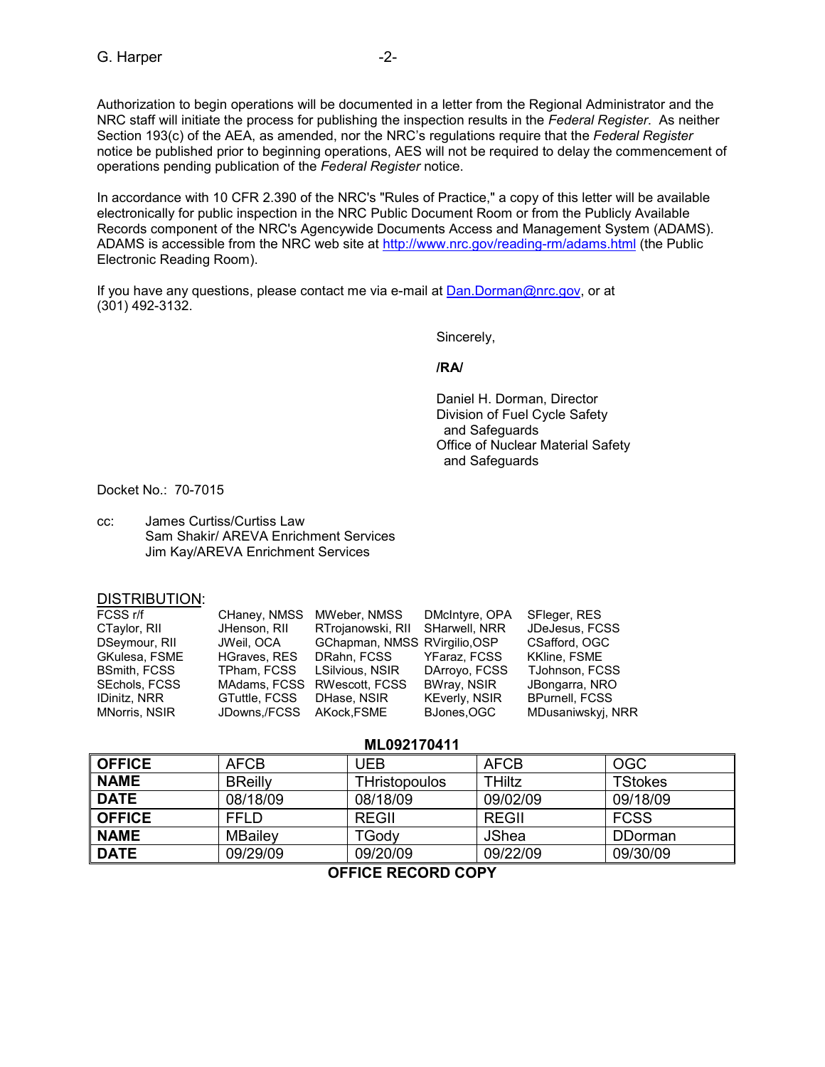Authorization to begin operations will be documented in a letter from the Regional Administrator and the NRC staff will initiate the process for publishing the inspection results in the *Federal Register*. As neither Section 193(c) of the AEA, as amended, nor the NRC's regulations require that the *Federal Register* notice be published prior to beginning operations, AES will not be required to delay the commencement of operations pending publication of the *Federal Register* notice.

In accordance with 10 CFR 2.390 of the NRC's "Rules of Practice," a copy of this letter will be available electronically for public inspection in the NRC Public Document Room or from the Publicly Available Records component of the NRC's Agencywide Documents Access and Management System (ADAMS). ADAMS is accessible from the NRC web site at http://www.nrc.gov/reading-rm/adams.html (the Public Electronic Reading Room).

If you have any questions, please contact me via e-mail at Dan.Dorman@nrc.gov, or at (301) 492-3132.

Sincerely,

**/RA/**

Daniel H. Dorman, Director
Division of Fuel Cycle Safety
and Safeguards
Office of Nuclear Material Safety
and Safeguards

Docket No.: 70-7015

cc: James Curtiss/Curtiss Law
Sam Shakir/ AREVA Enrichment Services
Jim Kay/AREVA Enrichment Services

DISTRIBUTION:

| | | | | |
|---|---|---|---|---|
| FCSS r/f | CHaney, NMSS | MWeber, NMSS | DMcIntyre, OPA | SFleger, RES |
| CTaylor, RII | JHenson, RII | RTrojanowski, RII | SHarwell, NRR | JDeJesus, FCSS |
| DSeymour, RII | JWeil, OCA | GChapman, NMSS | RVirgilio,OSP | CSafford, OGC |
| GKulesa, FSME | HGraves, RES | DRahn, FCSS | YFaraz, FCSS | KKline, FSME |
| BSmith, FCSS | TPham, FCSS | LSilvious, NSIR | DArroyo, FCSS | TJohnson, FCSS |
| SEchols, FCSS | MAdams, FCSS | RWescott, FCSS | BWray, NSIR | JBongarra, NRO |
| IDinitz, NRR | GTuttle, FCSS | DHase, NSIR | KEverly, NSIR | BPurnell, FCSS |
| MNorris, NSIR | JDowns,/FCSS | AKock,FSME | BJones,OGC | MDusaniwskyj, NRR |

**ML092170411**

| **OFFICE** | AFCB | UEB | AFCB | OGC |
|---|---|---|---|---|
| **NAME** | BReilly | THristopoulos | THiltz | TStokes |
| **DATE** | 08/18/09 | 08/18/09 | 09/02/09 | 09/18/09 |
| **OFFICE** | FFLD | REGII | REGII | FCSS |
| **NAME** | MBailey | TGody | JShea | DDorman |
| **DATE** | 09/29/09 | 09/20/09 | 09/22/09 | 09/30/09 |

**OFFICE RECORD COPY**